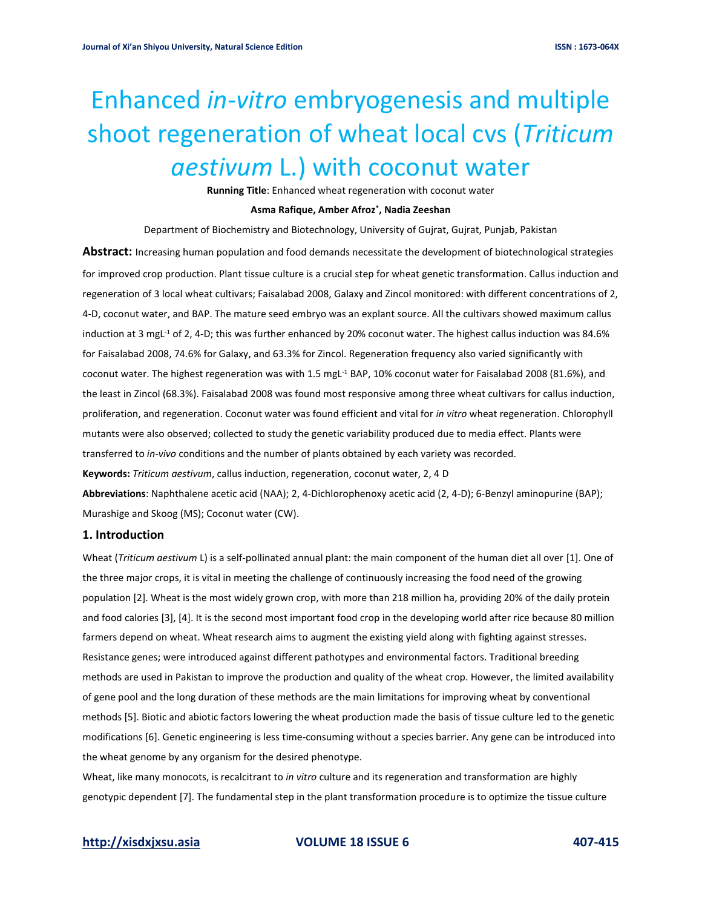# Enhanced *in-vitro* embryogenesis and multiple shoot regeneration of wheat local cvs (*Triticum aestivum* L.) with coconut water

**Running Title**: Enhanced wheat regeneration with coconut water

**Asma Rafique, Amber Afroz*, Nadia Zeeshan**

Department of Biochemistry and Biotechnology, University of Gujrat, Gujrat, Punjab, Pakistan

**Abstract:** Increasing human population and food demands necessitate the development of biotechnological strategies for improved crop production. Plant tissue culture is a crucial step for wheat genetic transformation. Callus induction and regeneration of 3 local wheat cultivars; Faisalabad 2008, Galaxy and Zincol monitored: with different concentrations of 2, 4-D, coconut water, and BAP. The mature seed embryo was an explant source. All the cultivars showed maximum callus induction at 3 mgL$^{-1}$ of 2, 4-D; this was further enhanced by 20% coconut water. The highest callus induction was 84.6% for Faisalabad 2008, 74.6% for Galaxy, and 63.3% for Zincol. Regeneration frequency also varied significantly with coconut water. The highest regeneration was with 1.5 mgL$^{-1}$ BAP, 10% coconut water for Faisalabad 2008 (81.6%), and the least in Zincol (68.3%). Faisalabad 2008 was found most responsive among three wheat cultivars for callus induction, proliferation, and regeneration. Coconut water was found efficient and vital for *in vitro* wheat regeneration. Chlorophyll mutants were also observed; collected to study the genetic variability produced due to media effect. Plants were transferred to *in-vivo* conditions and the number of plants obtained by each variety was recorded.

**Keywords:** *Triticum aestivum*, callus induction, regeneration, coconut water, 2, 4 D

**Abbreviations**: Naphthalene acetic acid (NAA); 2, 4-Dichlorophenoxy acetic acid (2, 4-D); 6-Benzyl aminopurine (BAP); Murashige and Skoog (MS); Coconut water (CW).

## 1. Introduction

Wheat (*Triticum aestivum* L) is a self-pollinated annual plant: the main component of the human diet all over [1]. One of the three major crops, it is vital in meeting the challenge of continuously increasing the food need of the growing population [2]. Wheat is the most widely grown crop, with more than 218 million ha, providing 20% of the daily protein and food calories [3], [4]. It is the second most important food crop in the developing world after rice because 80 million farmers depend on wheat. Wheat research aims to augment the existing yield along with fighting against stresses. Resistance genes; were introduced against different pathotypes and environmental factors. Traditional breeding methods are used in Pakistan to improve the production and quality of the wheat crop. However, the limited availability of gene pool and the long duration of these methods are the main limitations for improving wheat by conventional methods [5]. Biotic and abiotic factors lowering the wheat production made the basis of tissue culture led to the genetic modifications [6]. Genetic engineering is less time-consuming without a species barrier. Any gene can be introduced into the wheat genome by any organism for the desired phenotype.

Wheat, like many monocots, is recalcitrant to *in vitro* culture and its regeneration and transformation are highly genotypic dependent [7]. The fundamental step in the plant transformation procedure is to optimize the tissue culture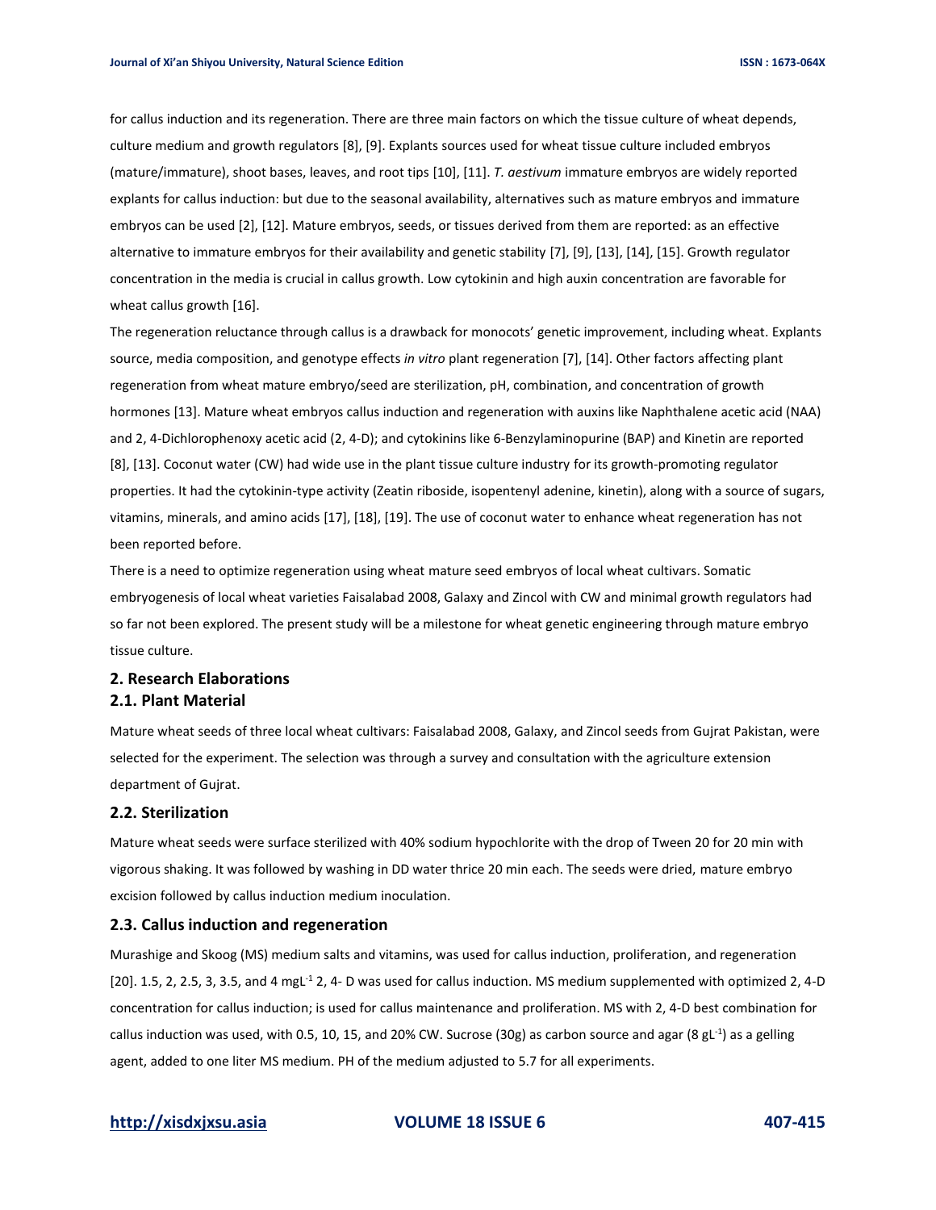for callus induction and its regeneration. There are three main factors on which the tissue culture of wheat depends, culture medium and growth regulators [8], [9]. Explants sources used for wheat tissue culture included embryos (mature/immature), shoot bases, leaves, and root tips [10], [11]. *T. aestivum* immature embryos are widely reported explants for callus induction: but due to the seasonal availability, alternatives such as mature embryos and immature embryos can be used [2], [12]. Mature embryos, seeds, or tissues derived from them are reported: as an effective alternative to immature embryos for their availability and genetic stability [7], [9], [13], [14], [15]. Growth regulator concentration in the media is crucial in callus growth. Low cytokinin and high auxin concentration are favorable for wheat callus growth [16].

The regeneration reluctance through callus is a drawback for monocots' genetic improvement, including wheat. Explants source, media composition, and genotype effects *in vitro* plant regeneration [7], [14]. Other factors affecting plant regeneration from wheat mature embryo/seed are sterilization, pH, combination, and concentration of growth hormones [13]. Mature wheat embryos callus induction and regeneration with auxins like Naphthalene acetic acid (NAA) and 2, 4-Dichlorophenoxy acetic acid (2, 4-D); and cytokinins like 6-Benzylaminopurine (BAP) and Kinetin are reported [8], [13]. Coconut water (CW) had wide use in the plant tissue culture industry for its growth-promoting regulator properties. It had the cytokinin-type activity (Zeatin riboside, isopentenyl adenine, kinetin), along with a source of sugars, vitamins, minerals, and amino acids [17], [18], [19]. The use of coconut water to enhance wheat regeneration has not been reported before.

There is a need to optimize regeneration using wheat mature seed embryos of local wheat cultivars. Somatic embryogenesis of local wheat varieties Faisalabad 2008, Galaxy and Zincol with CW and minimal growth regulators had so far not been explored. The present study will be a milestone for wheat genetic engineering through mature embryo tissue culture.

## 2. Research Elaborations

### 2.1. Plant Material

Mature wheat seeds of three local wheat cultivars: Faisalabad 2008, Galaxy, and Zincol seeds from Gujrat Pakistan, were selected for the experiment. The selection was through a survey and consultation with the agriculture extension department of Gujrat.

### 2.2. Sterilization

Mature wheat seeds were surface sterilized with 40% sodium hypochlorite with the drop of Tween 20 for 20 min with vigorous shaking. It was followed by washing in DD water thrice 20 min each. The seeds were dried, mature embryo excision followed by callus induction medium inoculation.

### 2.3. Callus induction and regeneration

Murashige and Skoog (MS) medium salts and vitamins, was used for callus induction, proliferation, and regeneration [20]. 1.5, 2, 2.5, 3, 3.5, and 4 $mgL^{-1}$ 2, 4- D was used for callus induction. MS medium supplemented with optimized 2, 4-D concentration for callus induction; is used for callus maintenance and proliferation. MS with 2, 4-D best combination for callus induction was used, with 0.5, 10, 15, and 20% CW. Sucrose (30g) as carbon source and agar (8 $gL^{-1}$) as a gelling agent, added to one liter MS medium. PH of the medium adjusted to 5.7 for all experiments.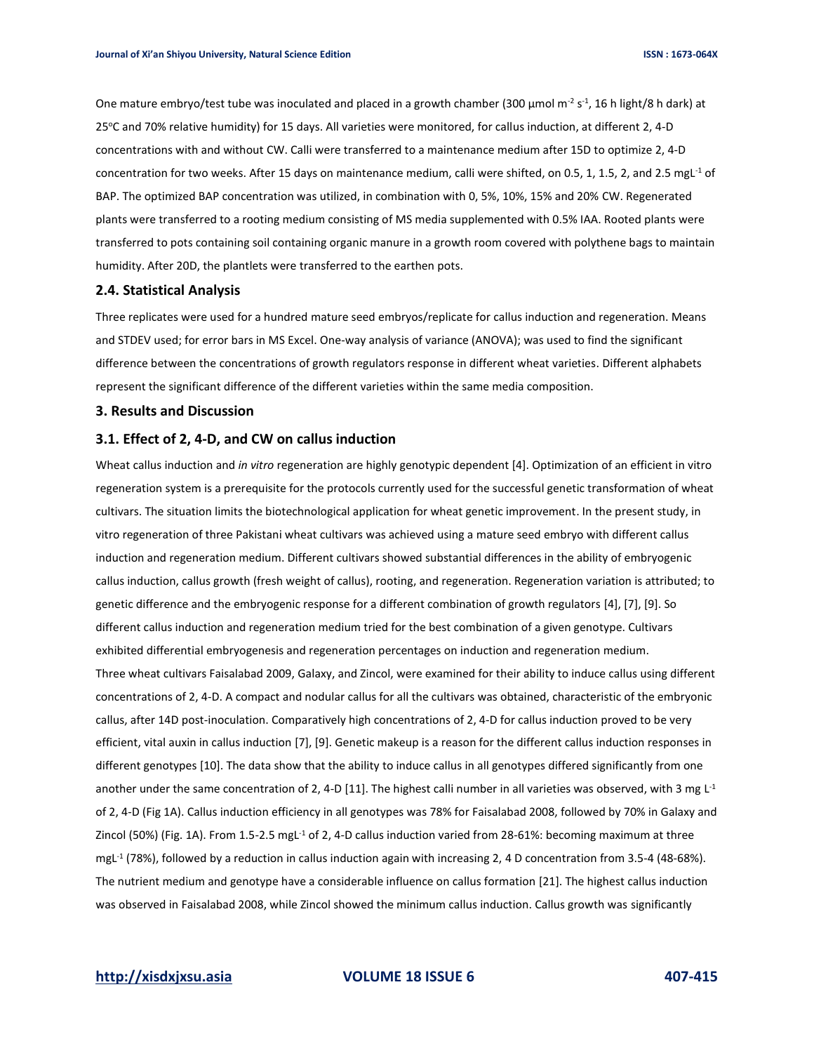One mature embryo/test tube was inoculated and placed in a growth chamber (300 µmol $m^{-2}$ $s^{-1}$, 16 h light/8 h dark) at 25°C and 70% relative humidity) for 15 days. All varieties were monitored, for callus induction, at different 2, 4-D concentrations with and without CW. Calli were transferred to a maintenance medium after 15D to optimize 2, 4-D concentration for two weeks. After 15 days on maintenance medium, calli were shifted, on 0.5, 1, 1.5, 2, and 2.5 mg$L^{-1}$ of BAP. The optimized BAP concentration was utilized, in combination with 0, 5%, 10%, 15% and 20% CW. Regenerated plants were transferred to a rooting medium consisting of MS media supplemented with 0.5% IAA. Rooted plants were transferred to pots containing soil containing organic manure in a growth room covered with polythene bags to maintain humidity. After 20D, the plantlets were transferred to the earthen pots.

### 2.4. Statistical Analysis

Three replicates were used for a hundred mature seed embryos/replicate for callus induction and regeneration. Means and STDEV used; for error bars in MS Excel. One-way analysis of variance (ANOVA); was used to find the significant difference between the concentrations of growth regulators response in different wheat varieties. Different alphabets represent the significant difference of the different varieties within the same media composition.

## 3. Results and Discussion

### 3.1. Effect of 2, 4-D, and CW on callus induction

Wheat callus induction and *in vitro* regeneration are highly genotypic dependent [4]. Optimization of an efficient in vitro regeneration system is a prerequisite for the protocols currently used for the successful genetic transformation of wheat cultivars. The situation limits the biotechnological application for wheat genetic improvement. In the present study, in vitro regeneration of three Pakistani wheat cultivars was achieved using a mature seed embryo with different callus induction and regeneration medium. Different cultivars showed substantial differences in the ability of embryogenic callus induction, callus growth (fresh weight of callus), rooting, and regeneration. Regeneration variation is attributed; to genetic difference and the embryogenic response for a different combination of growth regulators [4], [7], [9]. So different callus induction and regeneration medium tried for the best combination of a given genotype. Cultivars exhibited differential embryogenesis and regeneration percentages on induction and regeneration medium.

Three wheat cultivars Faisalabad 2009, Galaxy, and Zincol, were examined for their ability to induce callus using different concentrations of 2, 4-D. A compact and nodular callus for all the cultivars was obtained, characteristic of the embryonic callus, after 14D post-inoculation. Comparatively high concentrations of 2, 4-D for callus induction proved to be very efficient, vital auxin in callus induction [7], [9]. Genetic makeup is a reason for the different callus induction responses in different genotypes [10]. The data show that the ability to induce callus in all genotypes differed significantly from one another under the same concentration of 2, 4-D [11]. The highest calli number in all varieties was observed, with 3 mg $L^{-1}$ of 2, 4-D (Fig 1A). Callus induction efficiency in all genotypes was 78% for Faisalabad 2008, followed by 70% in Galaxy and Zincol (50%) (Fig. 1A). From 1.5-2.5 mg$L^{-1}$ of 2, 4-D callus induction varied from 28-61%: becoming maximum at three mg$L^{-1}$ (78%), followed by a reduction in callus induction again with increasing 2, 4 D concentration from 3.5-4 (48-68%). The nutrient medium and genotype have a considerable influence on callus formation [21]. The highest callus induction was observed in Faisalabad 2008, while Zincol showed the minimum callus induction. Callus growth was significantly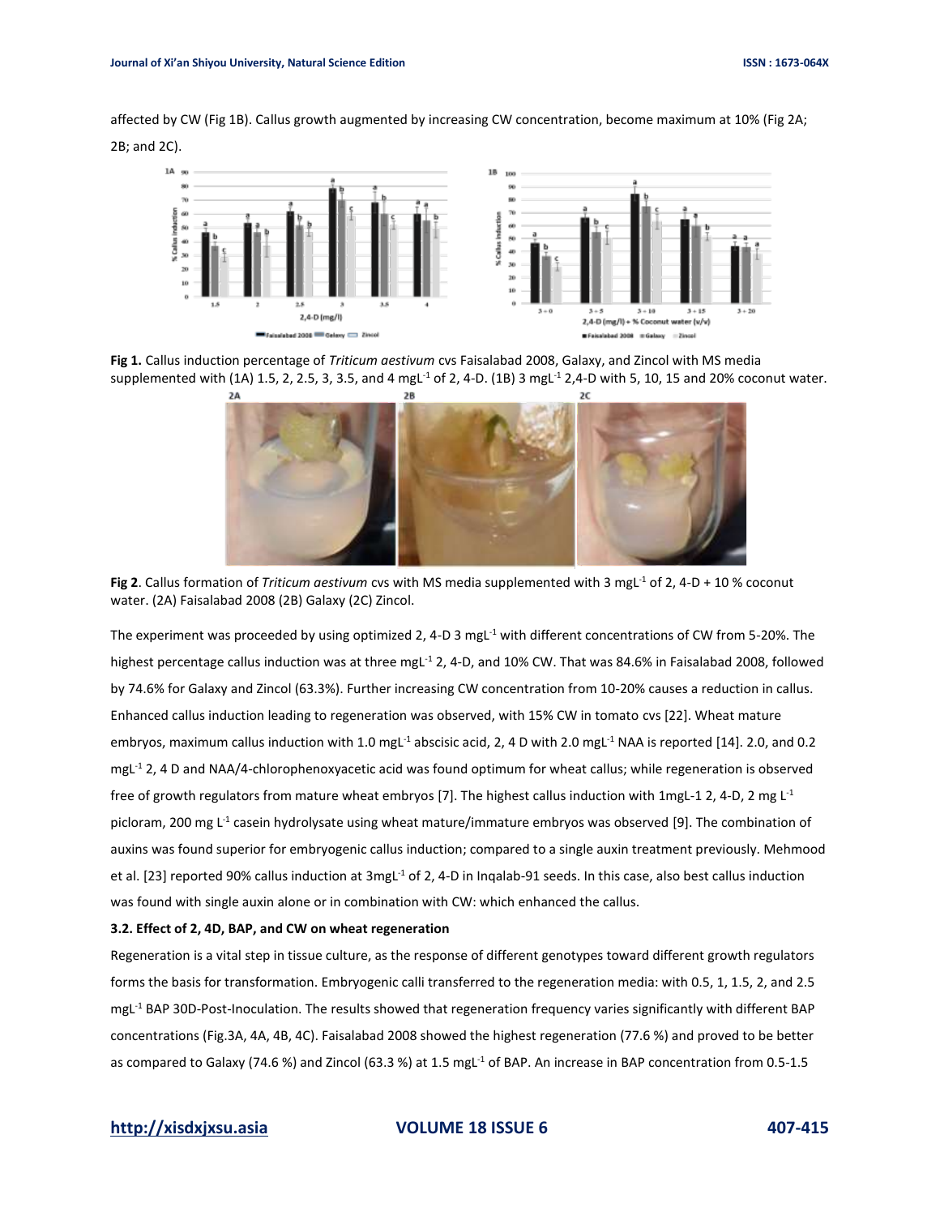affected by CW (Fig 1B). Callus growth augmented by increasing CW concentration, become maximum at 10% (Fig 2A; 2B; and 2C).

**Fig 1.** Callus induction percentage of *Triticum aestivum* cvs Faisalabad 2008, Galaxy, and Zincol with MS media supplemented with (1A) 1.5, 2, 2.5, 3, 3.5, and 4 mgL$^{-1}$ of 2, 4-D. (1B) 3 mgL$^{-1}$ 2,4-D with 5, 10, 15 and 20% coconut water.

**Fig 2**. Callus formation of *Triticum aestivum* cvs with MS media supplemented with 3 mgL$^{-1}$ of 2, 4-D + 10 % coconut water. (2A) Faisalabad 2008 (2B) Galaxy (2C) Zincol.

The experiment was proceeded by using optimized 2, 4-D 3 mgL$^{-1}$ with different concentrations of CW from 5-20%. The highest percentage callus induction was at three mgL$^{-1}$ 2, 4-D, and 10% CW. That was 84.6% in Faisalabad 2008, followed by 74.6% for Galaxy and Zincol (63.3%). Further increasing CW concentration from 10-20% causes a reduction in callus. Enhanced callus induction leading to regeneration was observed, with 15% CW in tomato cvs [22]. Wheat mature embryos, maximum callus induction with 1.0 mgL$^{-1}$ abscisic acid, 2, 4 D with 2.0 mgL$^{-1}$ NAA is reported [14]. 2.0, and 0.2 mgL$^{-1}$ 2, 4 D and NAA/4-chlorophenoxyacetic acid was found optimum for wheat callus; while regeneration is observed free of growth regulators from mature wheat embryos [7]. The highest callus induction with 1mgL-1 2, 4-D, 2 mg L$^{-1}$ picloram, 200 mg L$^{-1}$ casein hydrolysate using wheat mature/immature embryos was observed [9]. The combination of auxins was found superior for embryogenic callus induction; compared to a single auxin treatment previously. Mehmood et al. [23] reported 90% callus induction at 3mgL$^{-1}$ of 2, 4-D in Inqalab-91 seeds. In this case, also best callus induction was found with single auxin alone or in combination with CW: which enhanced the callus.

### 3.2. Effect of 2, 4D, BAP, and CW on wheat regeneration

Regeneration is a vital step in tissue culture, as the response of different genotypes toward different growth regulators forms the basis for transformation. Embryogenic calli transferred to the regeneration media: with 0.5, 1, 1.5, 2, and 2.5 mgL$^{-1}$ BAP 30D-Post-Inoculation. The results showed that regeneration frequency varies significantly with different BAP concentrations (Fig.3A, 4A, 4B, 4C). Faisalabad 2008 showed the highest regeneration (77.6 %) and proved to be better as compared to Galaxy (74.6 %) and Zincol (63.3 %) at 1.5 mgL$^{-1}$ of BAP. An increase in BAP concentration from 0.5-1.5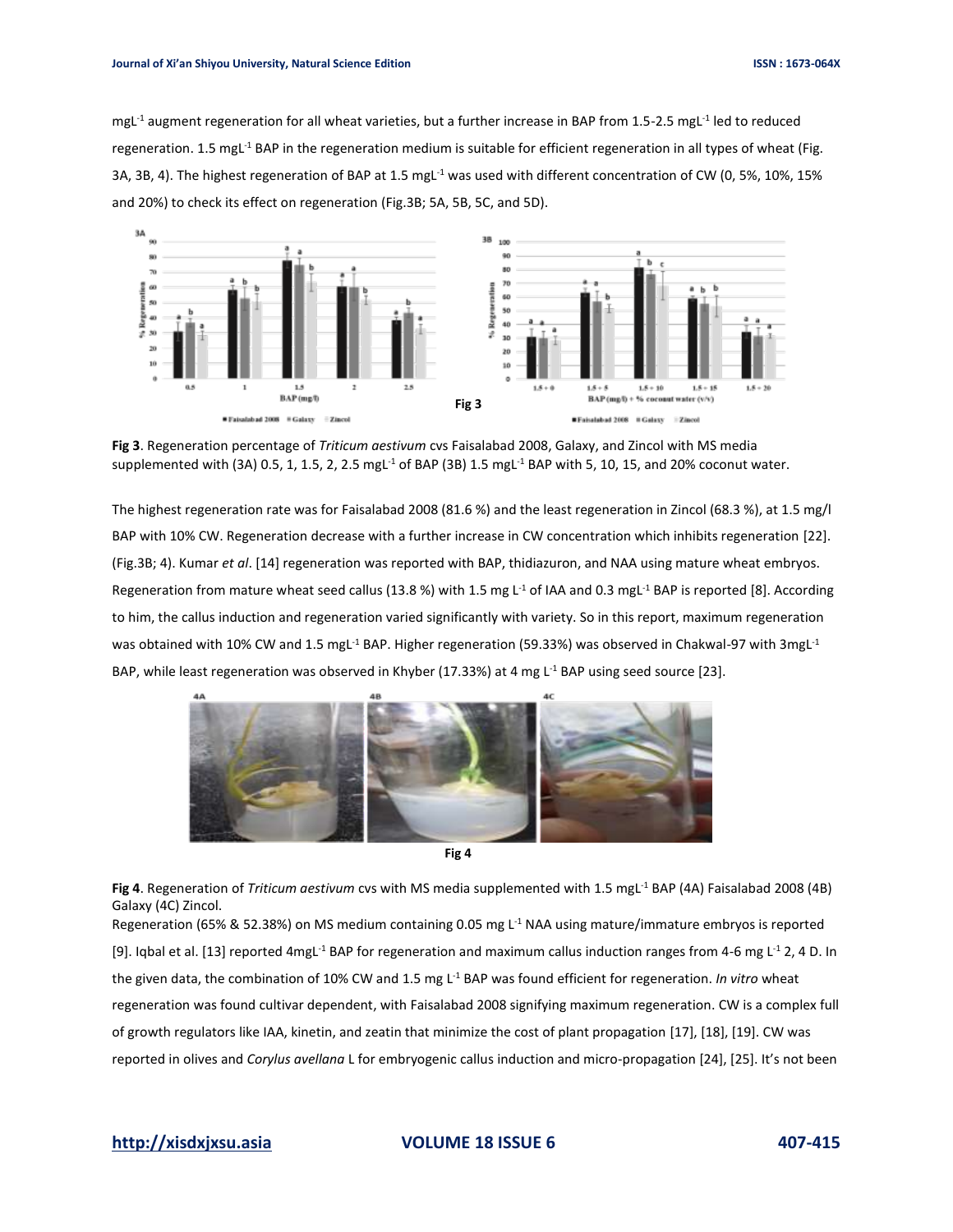$mgL^{-1}$ augment regeneration for all wheat varieties, but a further increase in BAP from 1.5-2.5 $mgL^{-1}$ led to reduced regeneration. 1.5 $mgL^{-1}$ BAP in the regeneration medium is suitable for efficient regeneration in all types of wheat (Fig. 3A, 3B, 4). The highest regeneration of BAP at 1.5 $mgL^{-1}$ was used with different concentration of CW (0, 5%, 10%, 15% and 20%) to check its effect on regeneration (Fig.3B; 5A, 5B, 5C, and 5D).

Fig 3

**Fig 3**. Regeneration percentage of *Triticum aestivum* cvs Faisalabad 2008, Galaxy, and Zincol with MS media supplemented with (3A) 0.5, 1, 1.5, 2, 2.5 $mgL^{-1}$ of BAP (3B) 1.5 $mgL^{-1}$ BAP with 5, 10, 15, and 20% coconut water.

The highest regeneration rate was for Faisalabad 2008 (81.6 %) and the least regeneration in Zincol (68.3 %), at 1.5 mg/l BAP with 10% CW. Regeneration decrease with a further increase in CW concentration which inhibits regeneration [22]. (Fig.3B; 4). Kumar *et al*. [14] regeneration was reported with BAP, thidiazuron, and NAA using mature wheat embryos. Regeneration from mature wheat seed callus (13.8 %) with 1.5 mg $L^{-1}$ of IAA and 0.3 $mgL^{-1}$ BAP is reported [8]. According to him, the callus induction and regeneration varied significantly with variety. So in this report, maximum regeneration was obtained with 10% CW and 1.5 $mgL^{-1}$ BAP. Higher regeneration (59.33%) was observed in Chakwal-97 with 3$mgL^{-1}$ BAP, while least regeneration was observed in Khyber (17.33%) at 4 mg $L^{-1}$ BAP using seed source [23].

Fig 4

**Fig 4**. Regeneration of *Triticum aestivum* cvs with MS media supplemented with 1.5 $mgL^{-1}$ BAP (4A) Faisalabad 2008 (4B) Galaxy (4C) Zincol.

Regeneration (65% & 52.38%) on MS medium containing 0.05 mg $L^{-1}$ NAA using mature/immature embryos is reported [9]. Iqbal et al. [13] reported 4$mgL^{-1}$ BAP for regeneration and maximum callus induction ranges from 4-6 mg $L^{-1}$ 2, 4 D. In the given data, the combination of 10% CW and 1.5 mg $L^{-1}$ BAP was found efficient for regeneration. *In vitro* wheat regeneration was found cultivar dependent, with Faisalabad 2008 signifying maximum regeneration. CW is a complex full of growth regulators like IAA, kinetin, and zeatin that minimize the cost of plant propagation [17], [18], [19]. CW was reported in olives and *Corylus avellana* L for embryogenic callus induction and micro-propagation [24], [25]. It's not been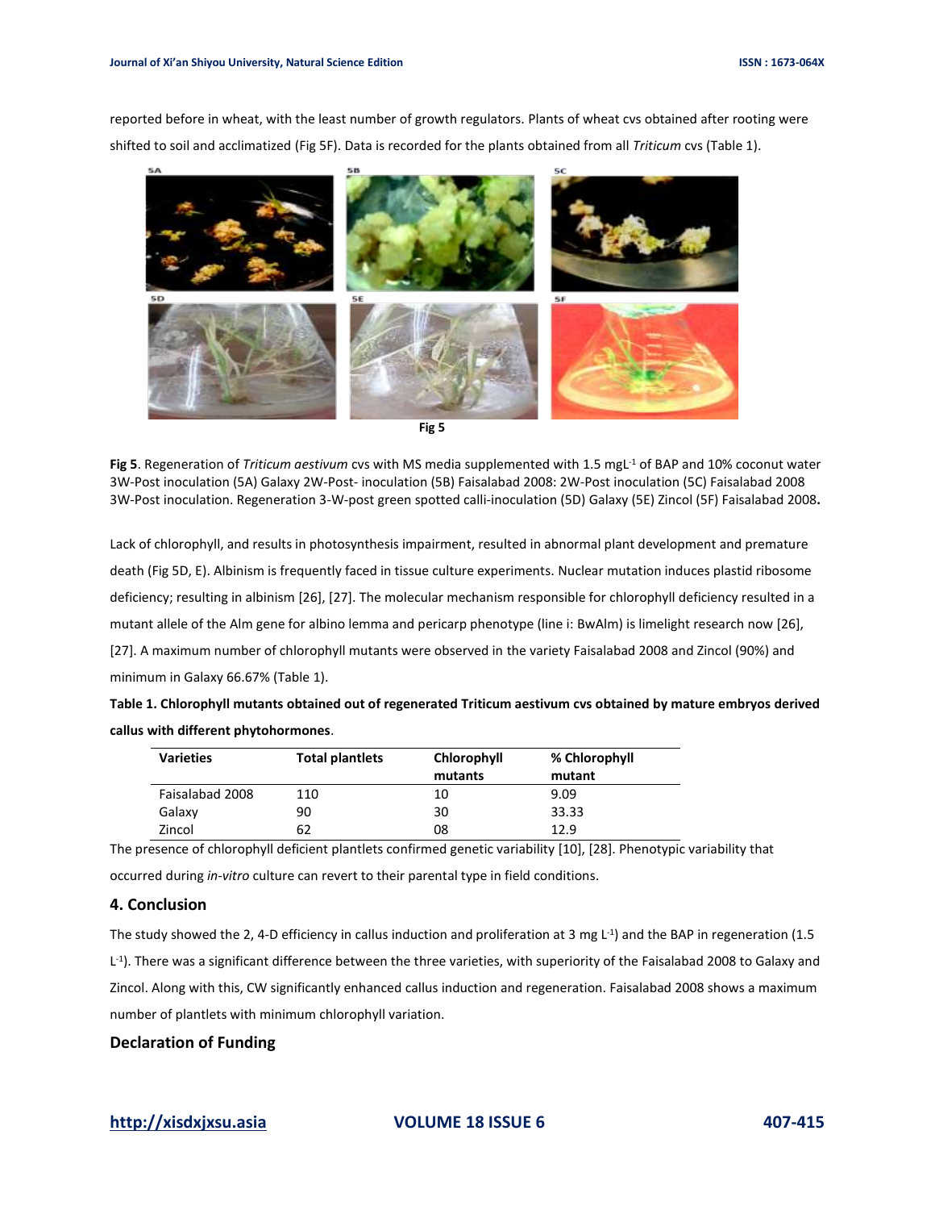reported before in wheat, with the least number of growth regulators. Plants of wheat cvs obtained after rooting were shifted to soil and acclimatized (Fig 5F). Data is recorded for the plants obtained from all *Triticum* cvs (Table 1).

**Fig 5**

**Fig 5**. Regeneration of *Triticum aestivum* cvs with MS media supplemented with 1.5 mgL$^{-1}$ of BAP and 10% coconut water 3W-Post inoculation (5A) Galaxy 2W-Post- inoculation (5B) Faisalabad 2008: 2W-Post inoculation (5C) Faisalabad 2008 3W-Post inoculation. Regeneration 3-W-post green spotted calli-inoculation (5D) Galaxy (5E) Zincol (5F) Faisalabad 2008**.**

Lack of chlorophyll, and results in photosynthesis impairment, resulted in abnormal plant development and premature death (Fig 5D, E). Albinism is frequently faced in tissue culture experiments. Nuclear mutation induces plastid ribosome deficiency; resulting in albinism [26], [27]. The molecular mechanism responsible for chlorophyll deficiency resulted in a mutant allele of the Alm gene for albino lemma and pericarp phenotype (line i: BwAlm) is limelight research now [26], [27]. A maximum number of chlorophyll mutants were observed in the variety Faisalabad 2008 and Zincol (90%) and minimum in Galaxy 66.67% (Table 1).

**Table 1. Chlorophyll mutants obtained out of regenerated Triticum aestivum cvs obtained by mature embryos derived callus with different phytohormones**.

| Varieties | Total plantlets | Chlorophyll mutants | % Chlorophyll mutant |
|---|---|---|---|
| Faisalabad 2008 | 110 | 10 | 9.09 |
| Galaxy | 90 | 30 | 33.33 |
| Zincol | 62 | 08 | 12.9 |

The presence of chlorophyll deficient plantlets confirmed genetic variability [10], [28]. Phenotypic variability that occurred during *in-vitro* culture can revert to their parental type in field conditions.

## 4. Conclusion

The study showed the 2, 4-D efficiency in callus induction and proliferation at 3 mg L$^{-1}$) and the BAP in regeneration (1.5 L$^{-1}$). There was a significant difference between the three varieties, with superiority of the Faisalabad 2008 to Galaxy and Zincol. Along with this, CW significantly enhanced callus induction and regeneration. Faisalabad 2008 shows a maximum number of plantlets with minimum chlorophyll variation.

## Declaration of Funding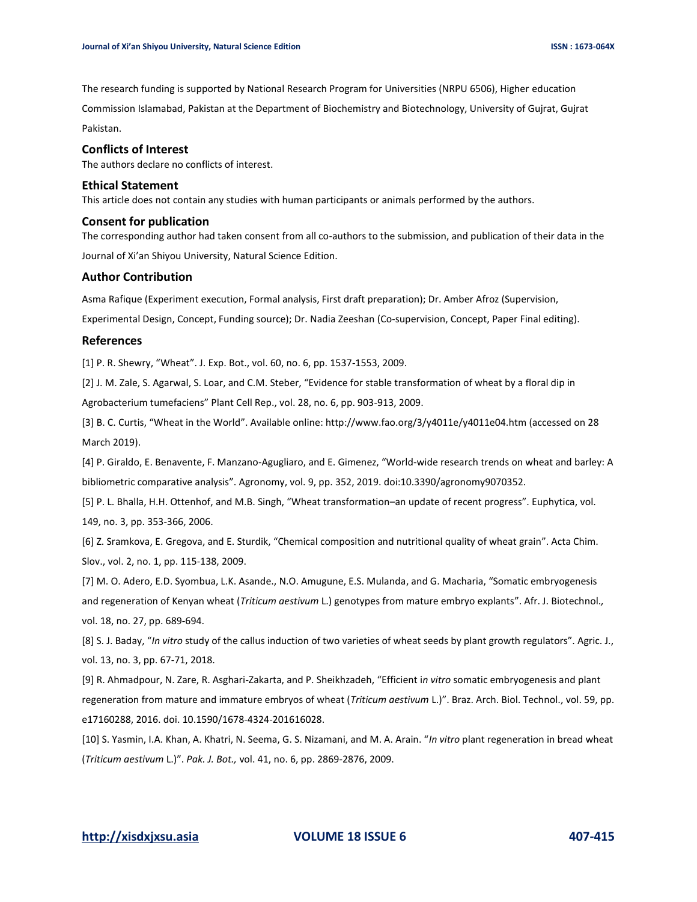The research funding is supported by National Research Program for Universities (NRPU 6506), Higher education Commission Islamabad, Pakistan at the Department of Biochemistry and Biotechnology, University of Gujrat, Gujrat Pakistan.

### Conflicts of Interest

The authors declare no conflicts of interest.

### Ethical Statement

This article does not contain any studies with human participants or animals performed by the authors.

### Consent for publication

The corresponding author had taken consent from all co-authors to the submission, and publication of their data in the Journal of Xi'an Shiyou University, Natural Science Edition.

### Author Contribution

Asma Rafique (Experiment execution, Formal analysis, First draft preparation); Dr. Amber Afroz (Supervision, Experimental Design, Concept, Funding source); Dr. Nadia Zeeshan (Co-supervision, Concept, Paper Final editing).

### References

[1] P. R. Shewry, "Wheat". J. Exp. Bot., vol. 60, no. 6, pp. 1537-1553, 2009.

[2] J. M. Zale, S. Agarwal, S. Loar, and C.M. Steber, "Evidence for stable transformation of wheat by a floral dip in Agrobacterium tumefaciens" Plant Cell Rep., vol. 28, no. 6, pp. 903-913, 2009.

[3] B. C. Curtis, "Wheat in the World". Available online: http://www.fao.org/3/y4011e/y4011e04.htm (accessed on 28 March 2019).

[4] P. Giraldo, E. Benavente, F. Manzano-Agugliaro, and E. Gimenez, "World-wide research trends on wheat and barley: A bibliometric comparative analysis". Agronomy, vol. 9, pp. 352, 2019. doi:10.3390/agronomy9070352.

[5] P. L. Bhalla, H.H. Ottenhof, and M.B. Singh, "Wheat transformation–an update of recent progress". Euphytica, vol. 149, no. 3, pp. 353-366, 2006.

[6] Z. Sramkova, E. Gregova, and E. Sturdik, "Chemical composition and nutritional quality of wheat grain". Acta Chim. Slov., vol. 2, no. 1, pp. 115-138, 2009.

[7] M. O. Adero, E.D. Syombua, L.K. Asande., N.O. Amugune, E.S. Mulanda, and G. Macharia, "Somatic embryogenesis and regeneration of Kenyan wheat (*Triticum aestivum* L.) genotypes from mature embryo explants". Afr. J. Biotechnol., vol. 18, no. 27, pp. 689-694.

[8] S. J. Baday, "*In vitro* study of the callus induction of two varieties of wheat seeds by plant growth regulators". Agric. J., vol. 13, no. 3, pp. 67-71, 2018.

[9] R. Ahmadpour, N. Zare, R. Asghari-Zakarta, and P. Sheikhzadeh, "Efficient i*n vitro* somatic embryogenesis and plant regeneration from mature and immature embryos of wheat (*Triticum aestivum* L.)". Braz. Arch. Biol. Technol., vol. 59, pp. e17160288, 2016. doi. 10.1590/1678-4324-201616028.

[10] S. Yasmin, I.A. Khan, A. Khatri, N. Seema, G. S. Nizamani, and M. A. Arain. "*In vitro* plant regeneration in bread wheat (*Triticum aestivum* L.)". *Pak. J. Bot.,* vol. 41, no. 6, pp. 2869-2876, 2009.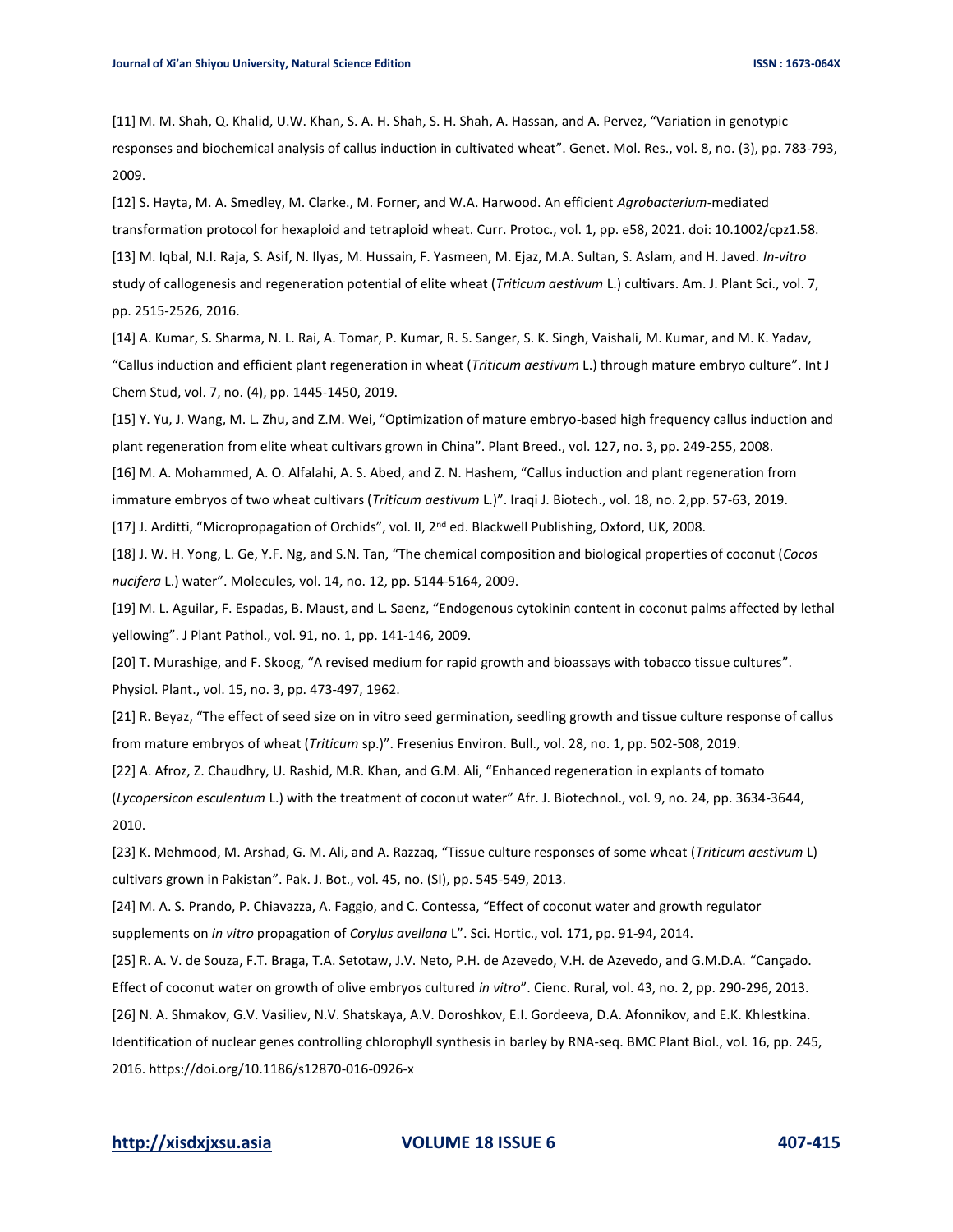[11] M. M. Shah, Q. Khalid, U.W. Khan, S. A. H. Shah, S. H. Shah, A. Hassan, and A. Pervez, "Variation in genotypic responses and biochemical analysis of callus induction in cultivated wheat". Genet. Mol. Res., vol. 8, no. (3), pp. 783-793, 2009.

[12] S. Hayta, M. A. Smedley, M. Clarke., M. Forner, and W.A. Harwood. An efficient *Agrobacterium*-mediated transformation protocol for hexaploid and tetraploid wheat. Curr. Protoc., vol. 1, pp. e58, 2021. doi: 10.1002/cpz1.58.

[13] M. Iqbal, N.I. Raja, S. Asif, N. Ilyas, M. Hussain, F. Yasmeen, M. Ejaz, M.A. Sultan, S. Aslam, and H. Javed. *In-vitro* study of callogenesis and regeneration potential of elite wheat (*Triticum aestivum* L.) cultivars. Am. J. Plant Sci., vol. 7, pp. 2515-2526, 2016.

[14] A. Kumar, S. Sharma, N. L. Rai, A. Tomar, P. Kumar, R. S. Sanger, S. K. Singh, Vaishali, M. Kumar, and M. K. Yadav, "Callus induction and efficient plant regeneration in wheat (*Triticum aestivum* L.) through mature embryo culture". Int J Chem Stud, vol. 7, no. (4), pp. 1445-1450, 2019.

[15] Y. Yu, J. Wang, M. L. Zhu, and Z.M. Wei, "Optimization of mature embryo-based high frequency callus induction and plant regeneration from elite wheat cultivars grown in China". Plant Breed., vol. 127, no. 3, pp. 249-255, 2008.

[16] M. A. Mohammed, A. O. Alfalahi, A. S. Abed, and Z. N. Hashem, "Callus induction and plant regeneration from immature embryos of two wheat cultivars (*Triticum aestivum* L.)". Iraqi J. Biotech., vol. 18, no. 2,pp. 57-63, 2019.

[17] J. Arditti, "Micropropagation of Orchids", vol. II, 2nd ed. Blackwell Publishing, Oxford, UK, 2008.

[18] J. W. H. Yong, L. Ge, Y.F. Ng, and S.N. Tan, "The chemical composition and biological properties of coconut (*Cocos nucifera* L.) water". Molecules, vol. 14, no. 12, pp. 5144-5164, 2009.

[19] M. L. Aguilar, F. Espadas, B. Maust, and L. Saenz, "Endogenous cytokinin content in coconut palms affected by lethal yellowing". J Plant Pathol., vol. 91, no. 1, pp. 141-146, 2009.

[20] T. Murashige, and F. Skoog, "A revised medium for rapid growth and bioassays with tobacco tissue cultures". Physiol. Plant., vol. 15, no. 3, pp. 473-497, 1962.

[21] R. Beyaz, "The effect of seed size on in vitro seed germination, seedling growth and tissue culture response of callus from mature embryos of wheat (*Triticum* sp.)". Fresenius Environ. Bull., vol. 28, no. 1, pp. 502-508, 2019.

[22] A. Afroz, Z. Chaudhry, U. Rashid, M.R. Khan, and G.M. Ali, "Enhanced regeneration in explants of tomato (*Lycopersicon esculentum* L.) with the treatment of coconut water" Afr. J. Biotechnol., vol. 9, no. 24, pp. 3634-3644, 2010.

[23] K. Mehmood, M. Arshad, G. M. Ali, and A. Razzaq, "Tissue culture responses of some wheat (*Triticum aestivum* L) cultivars grown in Pakistan". Pak. J. Bot., vol. 45, no. (SI), pp. 545-549, 2013.

[24] M. A. S. Prando, P. Chiavazza, A. Faggio, and C. Contessa, "Effect of coconut water and growth regulator supplements on *in vitro* propagation of *Corylus avellana* L". Sci. Hortic., vol. 171, pp. 91-94, 2014.

[25] R. A. V. de Souza, F.T. Braga, T.A. Setotaw, J.V. Neto, P.H. de Azevedo, V.H. de Azevedo, and G.M.D.A. "Cançado. Effect of coconut water on growth of olive embryos cultured *in vitro*". Cienc. Rural, vol. 43, no. 2, pp. 290-296, 2013.

[26] N. A. Shmakov, G.V. Vasiliev, N.V. Shatskaya, A.V. Doroshkov, E.I. Gordeeva, D.A. Afonnikov, and E.K. Khlestkina. Identification of nuclear genes controlling chlorophyll synthesis in barley by RNA-seq. BMC Plant Biol., vol. 16, pp. 245, 2016. https://doi.org/10.1186/s12870-016-0926-x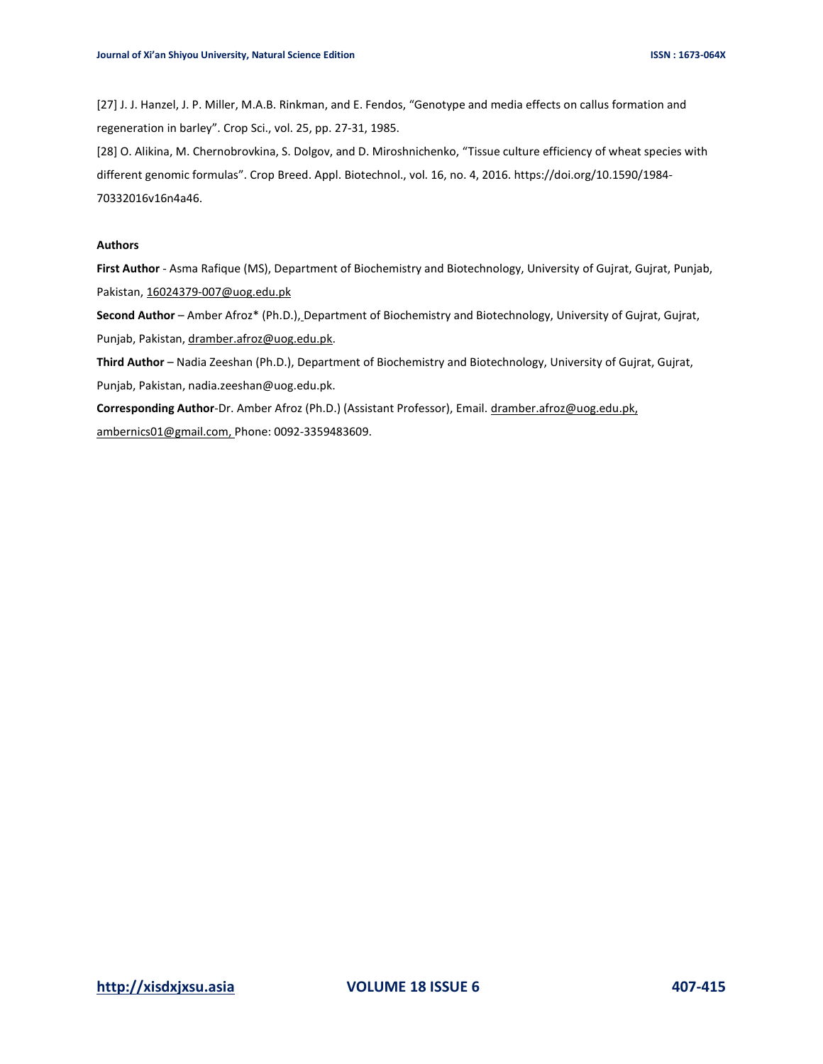[27] J. J. Hanzel, J. P. Miller, M.A.B. Rinkman, and E. Fendos, “Genotype and media effects on callus formation and regeneration in barley”. Crop Sci., vol. 25, pp. 27-31, 1985.

[28] O. Alikina, M. Chernobrovkina, S. Dolgov, and D. Miroshnichenko, “Tissue culture efficiency of wheat species with different genomic formulas”. Crop Breed. Appl. Biotechnol., vol. 16, no. 4, 2016. https://doi.org/10.1590/1984-70332016v16n4a46.

**Authors**

**First Author** - Asma Rafique (MS), Department of Biochemistry and Biotechnology, University of Gujrat, Gujrat, Punjab, Pakistan, 16024379-007@uog.edu.pk

**Second Author** – Amber Afroz* (Ph.D.), Department of Biochemistry and Biotechnology, University of Gujrat, Gujrat, Punjab, Pakistan, dramber.afroz@uog.edu.pk.

**Third Author** – Nadia Zeeshan (Ph.D.), Department of Biochemistry and Biotechnology, University of Gujrat, Gujrat, Punjab, Pakistan, nadia.zeeshan@uog.edu.pk.

**Corresponding Author**-Dr. Amber Afroz (Ph.D.) (Assistant Professor), Email. dramber.afroz@uog.edu.pk, ambernics01@gmail.com, Phone: 0092-3359483609.